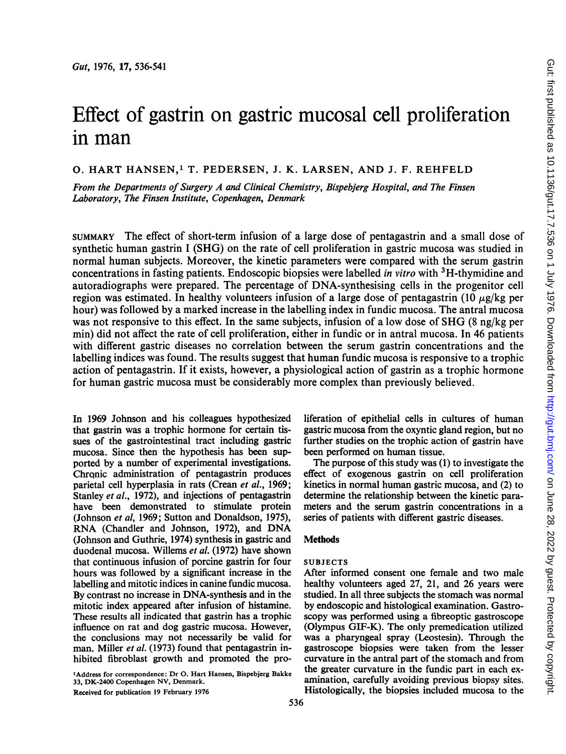# Effect of gastrin on gastric mucosal cell proliferation in man

O. HART HANSEN,[1] T. PEDERSEN, J. K. LARSEN, AND J. F. REHFELD

*From the Departments of Surgery A and Clinical Chemistry, Bispebjerg Hospital, and The Finsen Laboratory, The Finsen Institute, Copenhagen, Denmark*

SUMMARY The effect of short-term infusion of a large dose of pentagastrin and a small dose of synthetic human gastrin I (SHG) on the rate of cell proliferation in gastric mucosa was studied in normal human subjects. Moreover, the kinetic parameters were compared with the serum gastrin concentrations in fasting patients. Endoscopic biopsies were labelled *in vitro* with $^3$H-thymidine and autoradiographs were prepared. The percentage of DNA-synthesising cells in the progenitor cell region was estimated. In healthy volunteers infusion of a large dose of pentagastrin (10 $\mu$g/kg per hour) was followed by a marked increase in the labelling index in fundic mucosa. The antral mucosa was not responsive to this effect. In the same subjects, infusion of a low dose of SHG (8 ng/kg per min) did not affect the rate of cell proliferation, either in fundic or in antral mucosa. In 46 patients with different gastric diseases no correlation between the serum gastrin concentrations and the labelling indices was found. The results suggest that human fundic mucosa is responsive to a trophic action of pentagastrin. If it exists, however, a physiological action of gastrin as a trophic hormone for human gastric mucosa must be considerably more complex than previously believed.

In 1969 Johnson and his colleagues hypothesized that gastrin was a trophic hormone for certain tissues of the gastrointestinal tract including gastric mucosa. Since then the hypothesis has been supported by a number of experimental investigations. Chronic administration of pentagastrin produces parietal cell hyperplasia in rats (Crean *et al.*, 1969; Stanley *et al.*, 1972), and injections of pentagastrin have been demonstrated to stimulate protein (Johnson *et al*, 1969; Sutton and Donaldson, 1975), RNA (Chandler and Johnson, 1972), and DNA (Johnson and Guthrie, 1974) synthesis in gastric and duodenal mucosa. Willems *et al.* (1972) have shown that continuous infusion of porcine gastrin for four hours was followed by a significant increase in the labelling and mitotic indices in canine fundic mucosa. By contrast no increase in DNA-synthesis and in the mitotic index appeared after infusion of histamine. These results all indicated that gastrin has a trophic influence on rat and dog gastric mucosa. However, the conclusions may not necessarily be valid for man. Miller *et al.* (1973) found that pentagastrin inhibited fibroblast growth and promoted the proliferation of epithelial cells in cultures of human gastric mucosa from the oxyntic gland region, but no further studies on the trophic action of gastrin have been performed on human tissue.

The purpose of this study was (1) to investigate the effect of exogenous gastrin on cell proliferation kinetics in normal human gastric mucosa, and (2) to determine the relationship between the kinetic parameters and the serum gastrin concentrations in a series of patients with different gastric diseases.

## Methods

### SUBJECTS

After informed consent one female and two male healthy volunteers aged 27, 21, and 26 years were studied. In all three subjects the stomach was normal by endoscopic and histological examination. Gastroscopy was performed using a fibreoptic gastroscope (Olympus GIF-K). The only premedication utilized was a pharyngeal spray (Leostesin). Through the gastroscope biopsies were taken from the lesser curvature in the antral part of the stomach and from the greater curvature in the fundic part in each examination, carefully avoiding previous biopsy sites. Histologically, the biopsies included mucosa to the

[1]Address for correspondence: Dr O. Hart Hansen, Bispebjerg Bakke 33, DK-2400 Copenhagen NV, Denmark.

Received for publication 19 February 1976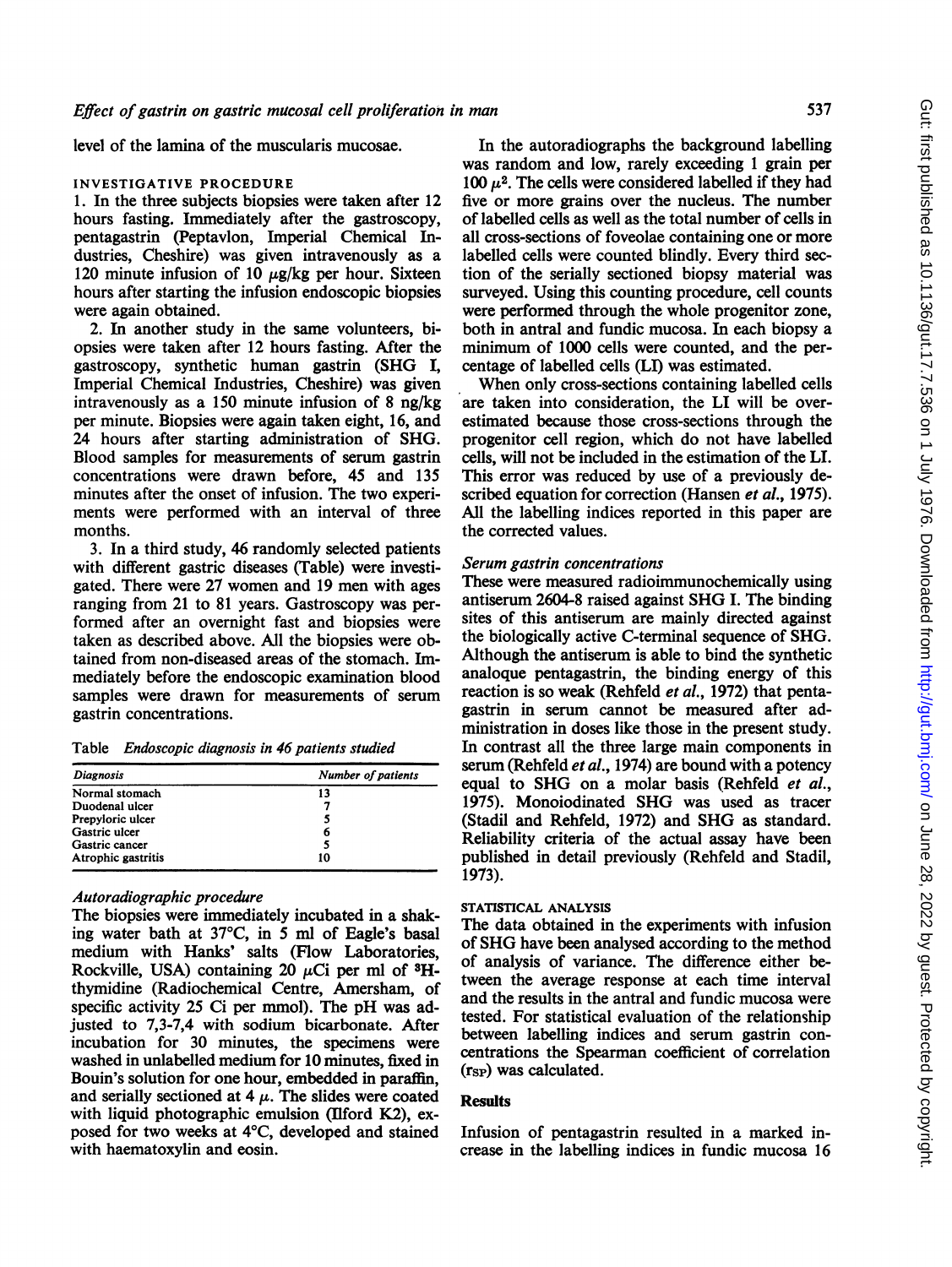level of the lamina of the muscularis mucosae.

### INVESTIGATIVE PROCEDURE

1. In the three subjects biopsies were taken after 12 hours fasting. Immediately after the gastroscopy, pentagastrin (Peptavlon, Imperial Chemical Industries, Cheshire) was given intravenously as a 120 minute infusion of 10 $\mu$g/kg per hour. Sixteen hours after starting the infusion endoscopic biopsies were again obtained.

2. In another study in the same volunteers, biopsies were taken after 12 hours fasting. After the gastroscopy, synthetic human gastrin (SHG I, Imperial Chemical Industries, Cheshire) was given intravenously as a 150 minute infusion of 8 ng/kg per minute. Biopsies were again taken eight, 16, and 24 hours after starting administration of SHG. Blood samples for measurements of serum gastrin concentrations were drawn before, 45 and 135 minutes after the onset of infusion. The two experiments were performed with an interval of three months.

3. In a third study, 46 randomly selected patients with different gastric diseases (Table) were investigated. There were 27 women and 19 men with ages ranging from 21 to 81 years. Gastroscopy was performed after an overnight fast and biopsies were taken as described above. All the biopsies were obtained from non-diseased areas of the stomach. Immediately before the endoscopic examination blood samples were drawn for measurements of serum gastrin concentrations.

Table *Endoscopic diagnosis in 46 patients studied*

| *Diagnosis* | *Number of patients* |
|---|---|
| Normal stomach | 13 |
| Duodenal ulcer | 7 |
| Prepyloric ulcer | 5 |
| Gastric ulcer | 6 |
| Gastric cancer | 5 |
| Atrophic gastritis | 10 |

### *Autoradiographic procedure*

The biopsies were immediately incubated in a shaking water bath at 37°C, in 5 ml of Eagle's basal medium with Hanks' salts (Flow Laboratories, Rockville, USA) containing 20 $\mu$Ci per ml of $^3$H-thymidine (Radiochemical Centre, Amersham, of specific activity 25 Ci per mmol). The pH was adjusted to 7,3-7,4 with sodium bicarbonate. After incubation for 30 minutes, the specimens were washed in unlabelled medium for 10 minutes, fixed in Bouin's solution for one hour, embedded in paraffin, and serially sectioned at 4 $\mu$. The slides were coated with liquid photographic emulsion (Ilford K2), exposed for two weeks at 4°C, developed and stained with haematoxylin and eosin.

In the autoradiographs the background labelling was random and low, rarely exceeding 1 grain per 100 $\mu^2$. The cells were considered labelled if they had five or more grains over the nucleus. The number of labelled cells as well as the total number of cells in all cross-sections of foveolae containing one or more labelled cells were counted blindly. Every third section of the serially sectioned biopsy material was surveyed. Using this counting procedure, cell counts were performed through the whole progenitor zone, both in antral and fundic mucosa. In each biopsy a minimum of 1000 cells were counted, and the percentage of labelled cells (LI) was estimated.

When only cross-sections containing labelled cells are taken into consideration, the LI will be overestimated because those cross-sections through the progenitor cell region, which do not have labelled cells, will not be included in the estimation of the LI. This error was reduced by use of a previously described equation for correction (Hansen *et al.*, 1975). All the labelling indices reported in this paper are the corrected values.

### *Serum gastrin concentrations*

These were measured radioimmunochemically using antiserum 2604-8 raised against SHG I. The binding sites of this antiserum are mainly directed against the biologically active C-terminal sequence of SHG. Although the antiserum is able to bind the synthetic analoque pentagastrin, the binding energy of this reaction is so weak (Rehfeld *et al.*, 1972) that pentagastrin in serum cannot be measured after administration in doses like those in the present study. In contrast all the three large main components in serum (Rehfeld *et al.*, 1974) are bound with a potency equal to SHG on a molar basis (Rehfeld *et al.*, 1975). Monoiodinated SHG was used as tracer (Stadil and Rehfeld, 1972) and SHG as standard. Reliability criteria of the actual assay have been published in detail previously (Rehfeld and Stadil, 1973).

### STATISTICAL ANALYSIS

The data obtained in the experiments with infusion of SHG have been analysed according to the method of analysis of variance. The difference either between the average response at each time interval and the results in the antral and fundic mucosa were tested. For statistical evaluation of the relationship between labelling indices and serum gastrin concentrations the Spearman coefficient of correlation ($r_{SP}$) was calculated.

## Results

Infusion of pentagastrin resulted in a marked increase in the labelling indices in fundic mucosa 16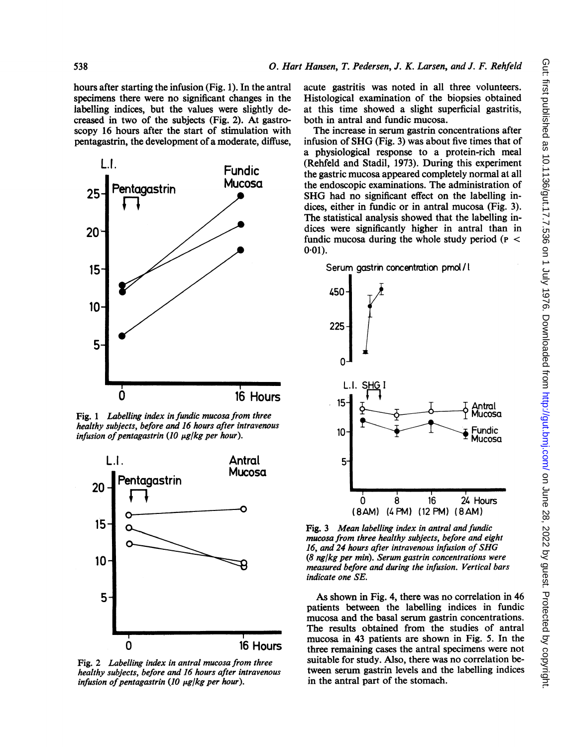hours after starting the infusion (Fig. 1). In the antral specimens there were no significant changes in the labelling indices, but the values were slightly decreased in two of the subjects (Fig. 2). At gastroscopy 16 hours after the start of stimulation with pentagastrin, the development of a moderate, diffuse, acute gastritis was noted in all three volunteers. Histological examination of the biopsies obtained at this time showed a slight superficial gastritis, both in antral and fundic mucosa.

*Fig. 1 Labelling index in fundic mucosa from three healthy subjects, before and 16 hours after intravenous infusion of pentagastrin (10 μg/kg per hour).*

*Fig. 2 Labelling index in antral mucosa from three healthy subjects, before and 16 hours after intravenous infusion of pentagastrin (10 μg/kg per hour).*

The increase in serum gastrin concentrations after infusion of SHG (Fig. 3) was about five times that of a physiological response to a protein-rich meal (Rehfeld and Stadil, 1973). During this experiment the gastric mucosa appeared completely normal at all the endoscopic examinations. The administration of SHG had no significant effect on the labelling indices, either in fundic or in antral mucosa (Fig. 3). The statistical analysis showed that the labelling indices were significantly higher in antral than in fundic mucosa during the whole study period ($P < 0.01$).

*Fig. 3 Mean labelling index in antral and fundic mucosa from three healthy subjects, before and eight 16, and 24 hours after intravenous infusion of SHG (8 ng/kg per min). Serum gastrin concentrations were measured before and during the infusion. Vertical bars indicate one SE.*

As shown in Fig. 4, there was no correlation in 46 patients between the labelling indices in fundic mucosa and the basal serum gastrin concentrations. The results obtained from the studies of antral mucosa in 43 patients are shown in Fig. 5. In the three remaining cases the antral specimens were not suitable for study. Also, there was no correlation between serum gastrin levels and the labelling indices in the antral part of the stomach.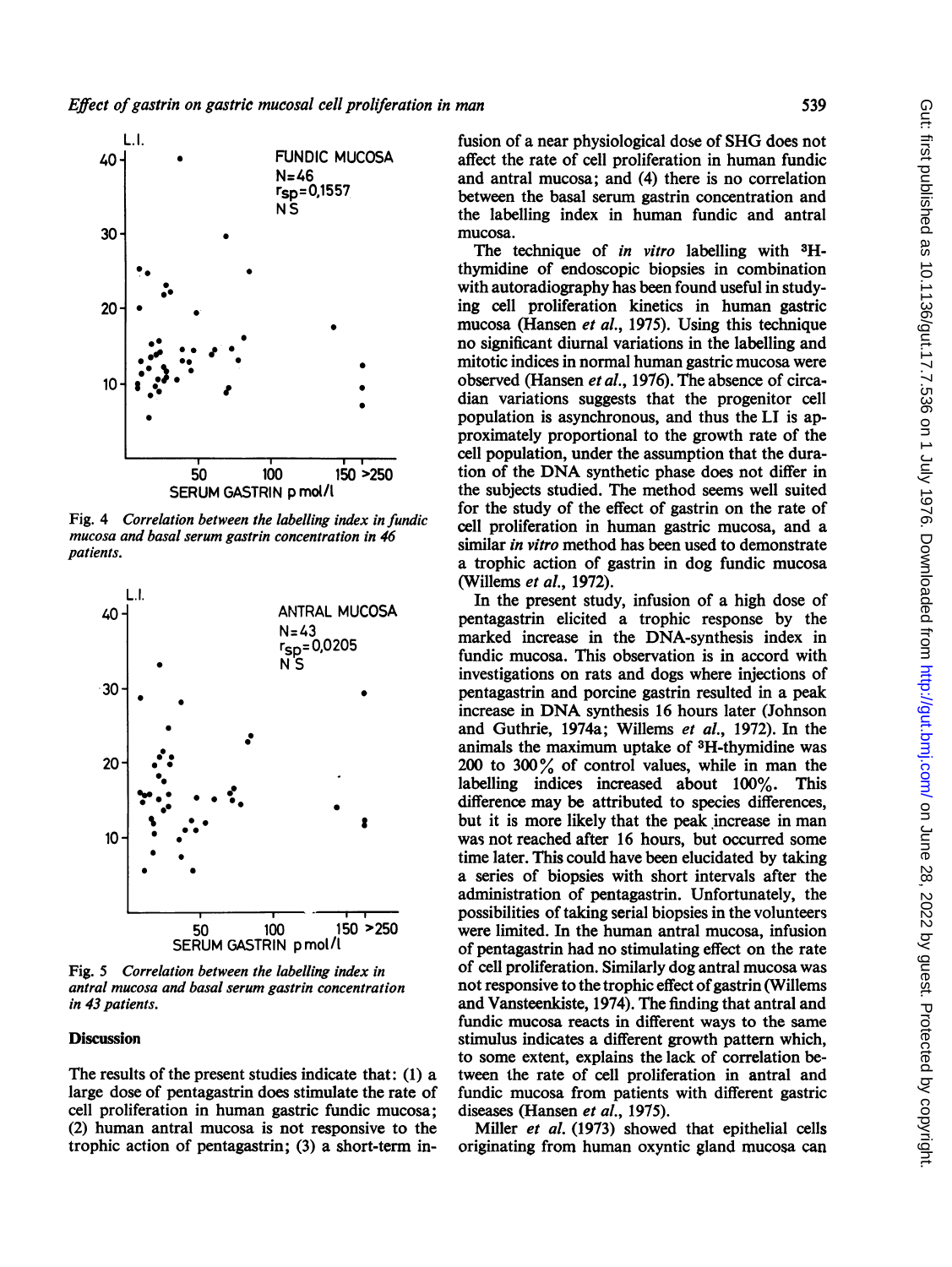Fig. 4 *Correlation between the labelling index in fundic mucosa and basal serum gastrin concentration in 46 patients.*

Fig. 5 *Correlation between the labelling index in antral mucosa and basal serum gastrin concentration in 43 patients.*

## Discussion

The results of the present studies indicate that: (1) a large dose of pentagastrin does stimulate the rate of cell proliferation in human gastric fundic mucosa; (2) human antral mucosa is not responsive to the trophic action of pentagastrin; (3) a short-term infusion of a near physiological dose of SHG does not affect the rate of cell proliferation in human fundic and antral mucosa; and (4) there is no correlation between the basal serum gastrin concentration and the labelling index in human fundic and antral mucosa.

The technique of *in vitro* labelling with $^3$H-thymidine of endoscopic biopsies in combination with autoradiography has been found useful in studying cell proliferation kinetics in human gastric mucosa (Hansen *et al.*, 1975). Using this technique no significant diurnal variations in the labelling and mitotic indices in normal human gastric mucosa were observed (Hansen *et al.*, 1976). The absence of circadian variations suggests that the progenitor cell population is asynchronous, and thus the LI is approximately proportional to the growth rate of the cell population, under the assumption that the duration of the DNA synthetic phase does not differ in the subjects studied. The method seems well suited for the study of the effect of gastrin on the rate of cell proliferation in human gastric mucosa, and a similar *in vitro* method has been used to demonstrate a trophic action of gastrin in dog fundic mucosa (Willems *et al.*, 1972).

In the present study, infusion of a high dose of pentagastrin elicited a trophic response by the marked increase in the DNA-synthesis index in fundic mucosa. This observation is in accord with investigations on rats and dogs where injections of pentagastrin and porcine gastrin resulted in a peak increase in DNA synthesis 16 hours later (Johnson and Guthrie, 1974a; Willems *et al.*, 1972). In the animals the maximum uptake of $^3$H-thymidine was 200 to 300% of control values, while in man the labelling indices increased about 100%. This difference may be attributed to species differences, but it is more likely that the peak increase in man was not reached after 16 hours, but occurred some time later. This could have been elucidated by taking a series of biopsies with short intervals after the administration of pentagastrin. Unfortunately, the possibilities of taking serial biopsies in the volunteers were limited. In the human antral mucosa, infusion of pentagastrin had no stimulating effect on the rate of cell proliferation. Similarly dog antral mucosa was not responsive to the trophic effect of gastrin (Willems and Vansteenkiste, 1974). The finding that antral and fundic mucosa reacts in different ways to the same stimulus indicates a different growth pattern which, to some extent, explains the lack of correlation between the rate of cell proliferation in antral and fundic mucosa from patients with different gastric diseases (Hansen *et al.*, 1975).

Miller *et al.* (1973) showed that epithelial cells originating from human oxyntic gland mucosa can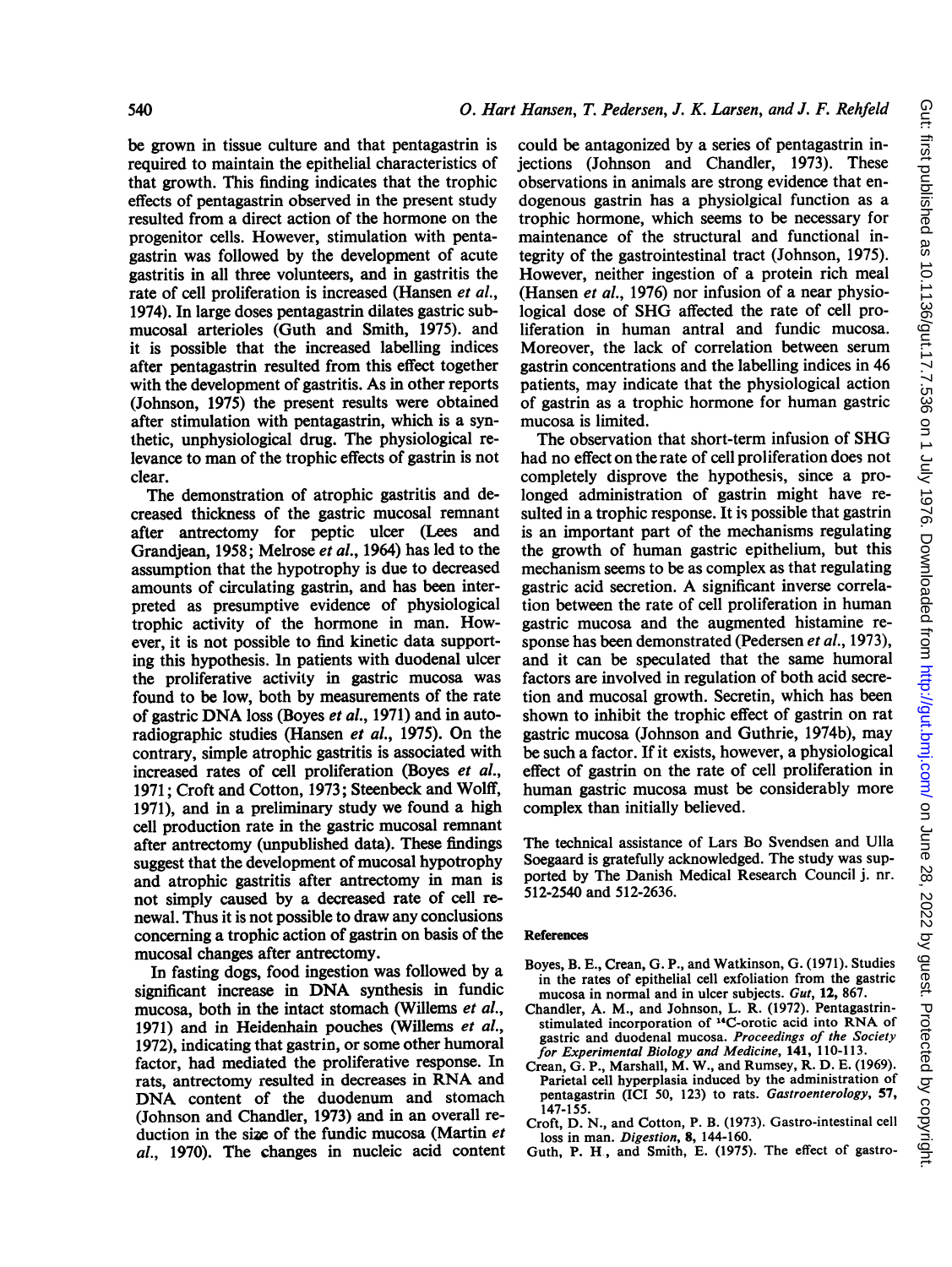be grown in tissue culture and that pentagastrin is required to maintain the epithelial characteristics of that growth. This finding indicates that the trophic effects of pentagastrin observed in the present study resulted from a direct action of the hormone on the progenitor cells. However, stimulation with pentagastrin was followed by the development of acute gastritis in all three volunteers, and in gastritis the rate of cell proliferation is increased (Hansen *et al.*, 1974). In large doses pentagastrin dilates gastric submucosal arterioles (Guth and Smith, 1975). and it is possible that the increased labelling indices after pentagastrin resulted from this effect together with the development of gastritis. As in other reports (Johnson, 1975) the present results were obtained after stimulation with pentagastrin, which is a synthetic, unphysiological drug. The physiological relevance to man of the trophic effects of gastrin is not clear.

The demonstration of atrophic gastritis and decreased thickness of the gastric mucosal remnant after antrectomy for peptic ulcer (Lees and Grandjean, 1958; Melrose *et al.*, 1964) has led to the assumption that the hypotrophy is due to decreased amounts of circulating gastrin, and has been interpreted as presumptive evidence of physiological trophic activity of the hormone in man. However, it is not possible to find kinetic data supporting this hypothesis. In patients with duodenal ulcer the proliferative activity in gastric mucosa was found to be low, both by measurements of the rate of gastric DNA loss (Boyes *et al.*, 1971) and in autoradiographic studies (Hansen *et al.*, 1975). On the contrary, simple atrophic gastritis is associated with increased rates of cell proliferation (Boyes *et al.*, 1971; Croft and Cotton, 1973; Steenbeck and Wolff, 1971), and in a preliminary study we found a high cell production rate in the gastric mucosal remnant after antrectomy (unpublished data). These findings suggest that the development of mucosal hypotrophy and atrophic gastritis after antrectomy in man is not simply caused by a decreased rate of cell renewal. Thus it is not possible to draw any conclusions concerning a trophic action of gastrin on basis of the mucosal changes after antrectomy.

In fasting dogs, food ingestion was followed by a significant increase in DNA synthesis in fundic mucosa, both in the intact stomach (Willems *et al.*, 1971) and in Heidenhain pouches (Willems *et al.*, 1972), indicating that gastrin, or some other humoral factor, had mediated the proliferative response. In rats, antrectomy resulted in decreases in RNA and DNA content of the duodenum and stomach (Johnson and Chandler, 1973) and in an overall reduction in the size of the fundic mucosa (Martin *et al.*, 1970). The changes in nucleic acid content could be antagonized by a series of pentagastrin injections (Johnson and Chandler, 1973). These observations in animals are strong evidence that endogenous gastrin has a physiolgical function as a trophic hormone, which seems to be necessary for maintenance of the structural and functional integrity of the gastrointestinal tract (Johnson, 1975). However, neither ingestion of a protein rich meal (Hansen *et al.*, 1976) nor infusion of a near physiological dose of SHG affected the rate of cell proliferation in human antral and fundic mucosa. Moreover, the lack of correlation between serum gastrin concentrations and the labelling indices in 46 patients, may indicate that the physiological action of gastrin as a trophic hormone for human gastric mucosa is limited.

The observation that short-term infusion of SHG had no effect on the rate of cell proliferation does not completely disprove the hypothesis, since a prolonged administration of gastrin might have resulted in a trophic response. It is possible that gastrin is an important part of the mechanisms regulating the growth of human gastric epithelium, but this mechanism seems to be as complex as that regulating gastric acid secretion. A significant inverse correlation between the rate of cell proliferation in human gastric mucosa and the augmented histamine response has been demonstrated (Pedersen *et al.*, 1973), and it can be speculated that the same humoral factors are involved in regulation of both acid secretion and mucosal growth. Secretin, which has been shown to inhibit the trophic effect of gastrin on rat gastric mucosa (Johnson and Guthrie, 1974b), may be such a factor. If it exists, however, a physiological effect of gastrin on the rate of cell proliferation in human gastric mucosa must be considerably more complex than initially believed.

The technical assistance of Lars Bo Svendsen and Ulla Soegaard is gratefully acknowledged. The study was supported by The Danish Medical Research Council j. nr. 512-2540 and 512-2636.

## References

Boyes, B. E., Crean, G. P., and Watkinson, G. (1971). Studies in the rates of epithelial cell exfoliation from the gastric mucosa in normal and in ulcer subjects. *Gut*, **12**, 867.

Chandler, A. M., and Johnson, L. R. (1972). Pentagastrin-stimulated incorporation of $^{14}$C-orotic acid into RNA of gastric and duodenal mucosa. *Proceedings of the Society for Experimental Biology and Medicine*, **141**, 110-113.

Crean, G. P., Marshall, M. W., and Rumsey, R. D. E. (1969). Parietal cell hyperplasia induced by the administration of pentagastrin (ICI 50, 123) to rats. *Gastroenterology*, **57**, 147-155.

Croft, D. N., and Cotton, P. B. (1973). Gastro-intestinal cell loss in man. *Digestion*, **8**, 144-160.

Guth, P. H., and Smith, E. (1975). The effect of gastro-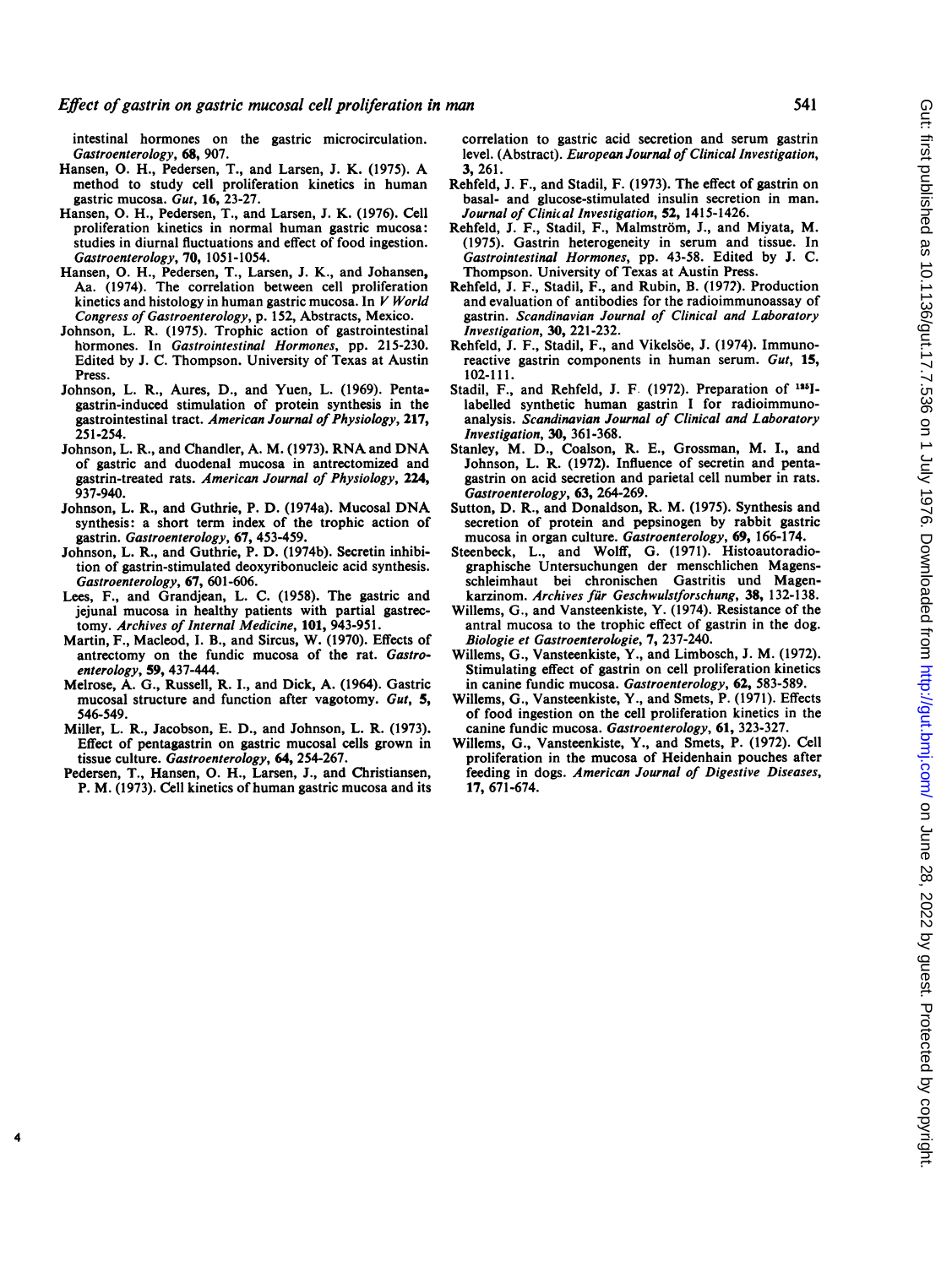intestinal hormones on the gastric microcirculation. *Gastroenterology*, **68**, 907.

Hansen, O. H., Pedersen, T., and Larsen, J. K. (1975). A method to study cell proliferation kinetics in human gastric mucosa. *Gut*, **16**, 23-27.

Hansen, O. H., Pedersen, T., and Larsen, J. K. (1976). Cell proliferation kinetics in normal human gastric mucosa: studies in diurnal fluctuations and effect of food ingestion. *Gastroenterology*, **70**, 1051-1054.

Hansen, O. H., Pedersen, T., Larsen, J. K., and Johansen, Aa. (1974). The correlation between cell proliferation kinetics and histology in human gastric mucosa. In *V World Congress of Gastroenterology*, p. 152, Abstracts, Mexico.

Johnson, L. R. (1975). Trophic action of gastrointestinal hormones. In *Gastrointestinal Hormones*, pp. 215-230. Edited by J. C. Thompson. University of Texas at Austin Press.

Johnson, L. R., Aures, D., and Yuen, L. (1969). Pentagastrin-induced stimulation of protein synthesis in the gastrointestinal tract. *American Journal of Physiology*, **217**, 251-254.

Johnson, L. R., and Chandler, A. M. (1973). RNA and DNA of gastric and duodenal mucosa in antrectomized and gastrin-treated rats. *American Journal of Physiology*, **224**, 937-940.

Johnson, L. R., and Guthrie, P. D. (1974a). Mucosal DNA synthesis: a short term index of the trophic action of gastrin. *Gastroenterology*, **67**, 453-459.

Johnson, L. R., and Guthrie, P. D. (1974b). Secretin inhibition of gastrin-stimulated deoxyribonucleic acid synthesis. *Gastroenterology*, **67**, 601-606.

Lees, F., and Grandjean, L. C. (1958). The gastric and jejunal mucosa in healthy patients with partial gastrectomy. *Archives of Internal Medicine*, **101**, 943-951.

Martin, F., Macleod, I. B., and Sircus, W. (1970). Effects of antrectomy on the fundic mucosa of the rat. *Gastroenterology*, **59**, 437-444.

Melrose, A. G., Russell, R. I., and Dick, A. (1964). Gastric mucosal structure and function after vagotomy. *Gut*, **5**, 546-549.

Miller, L. R., Jacobson, E. D., and Johnson, L. R. (1973). Effect of pentagastrin on gastric mucosal cells grown in tissue culture. *Gastroenterology*, **64**, 254-267.

Pedersen, T., Hansen, O. H., Larsen, J., and Christiansen, P. M. (1973). Cell kinetics of human gastric mucosa and its correlation to gastric acid secretion and serum gastrin level. (Abstract). *European Journal of Clinical Investigation*, **3**, 261.

Rehfeld, J. F., and Stadil, F. (1973). The effect of gastrin on basal- and glucose-stimulated insulin secretion in man. *Journal of Clinical Investigation*, **52**, 1415-1426.

Rehfeld, J. F., Stadil, F., Malmström, J., and Miyata, M. (1975). Gastrin heterogeneity in serum and tissue. In *Gastrointestinal Hormones*, pp. 43-58. Edited by J. C. Thompson. University of Texas at Austin Press.

Rehfeld, J. F., Stadil, F., and Rubin, B. (1972). Production and evaluation of antibodies for the radioimmunoassay of gastrin. *Scandinavian Journal of Clinical and Laboratory Investigation*, **30**, 221-232.

Rehfeld, J. F., Stadil, F., and Vikelsöe, J. (1974). Immunoreactive gastrin components in human serum. *Gut*, **15**, 102-111.

Stadil, F., and Rehfeld, J. F. (1972). Preparation of $^{125}$I-labelled synthetic human gastrin I for radioimmunoanalysis. *Scandinavian Journal of Clinical and Laboratory Investigation*, **30**, 361-368.

Stanley, M. D., Coalson, R. E., Grossman, M. I., and Johnson, L. R. (1972). Influence of secretin and pentagastrin on acid secretion and parietal cell number in rats. *Gastroenterology*, **63**, 264-269.

Sutton, D. R., and Donaldson, R. M. (1975). Synthesis and secretion of protein and pepsinogen by rabbit gastric mucosa in organ culture. *Gastroenterology*, **69**, 166-174.

Steenbeck, L., and Wolff, G. (1971). Histoautoradiographische Untersuchungen der menschlichen Magensschleimhaut bei chronischen Gastritis und Magenkarzinom. *Archives für Geschwulstforschung*, **38**, 132-138.

Willems, G., and Vansteenkiste, Y. (1974). Resistance of the antral mucosa to the trophic effect of gastrin in the dog. *Biologie et Gastroenterologie*, **7**, 237-240.

Willems, G., Vansteenkiste, Y., and Limbosch, J. M. (1972). Stimulating effect of gastrin on cell proliferation kinetics in canine fundic mucosa. *Gastroenterology*, **62**, 583-589.

Willems, G., Vansteenkiste, Y., and Smets, P. (1971). Effects of food ingestion on the cell proliferation kinetics in the canine fundic mucosa. *Gastroenterology*, **61**, 323-327.

Willems, G., Vansteenkiste, Y., and Smets, P. (1972). Cell proliferation in the mucosa of Heidenhain pouches after feeding in dogs. *American Journal of Digestive Diseases*, **17**, 671-674.